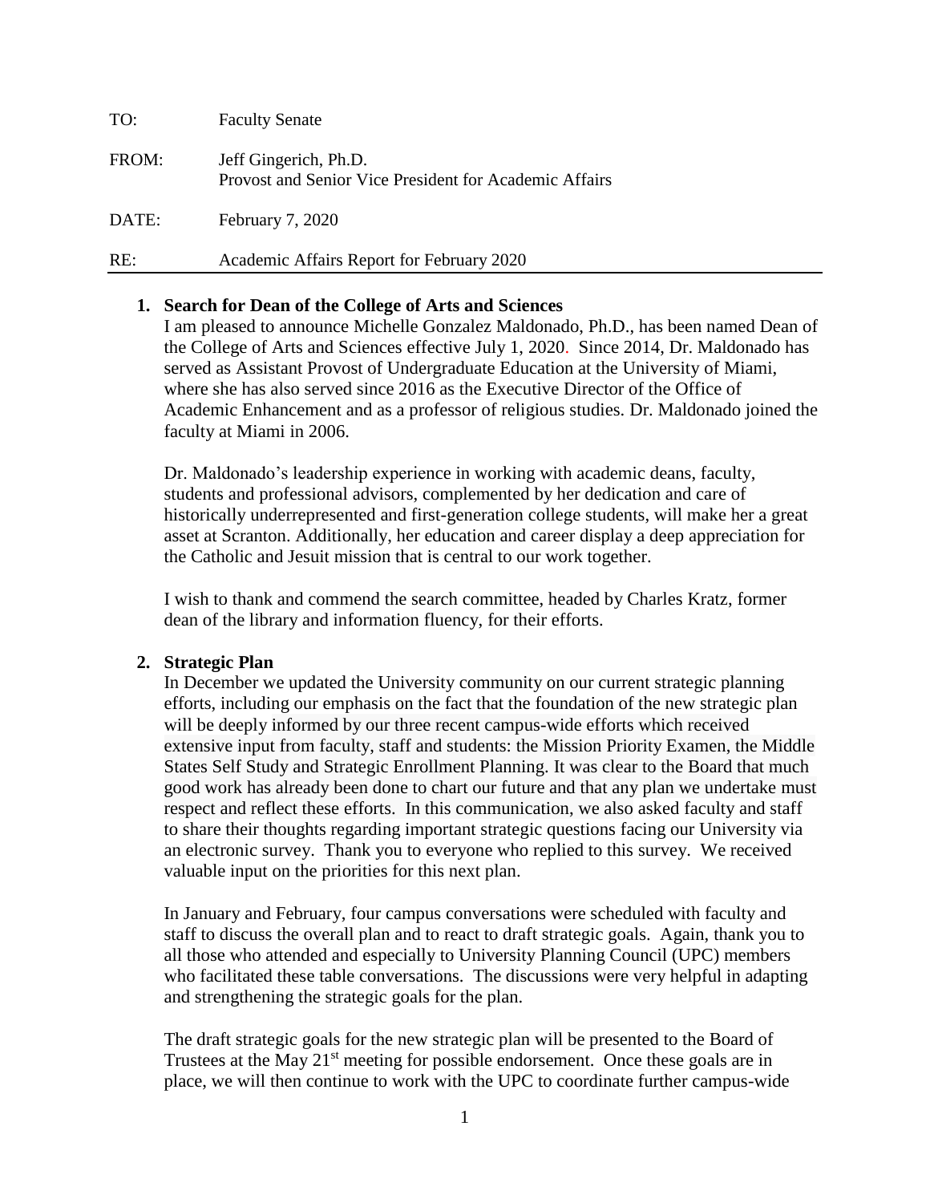| TO: | Faculty Senate |
|---|---|
| FROM: | Jeff Gingerich, Ph.D.<br>Provost and Senior Vice President for Academic Affairs |
| DATE: | February 7, 2020 |
| RE: | Academic Affairs Report for February 2020 |

1. **Search for Dean of the College of Arts and Sciences**

   I am pleased to announce Michelle Gonzalez Maldonado, Ph.D., has been named Dean of the College of Arts and Sciences effective July 1, 2020. Since 2014, Dr. Maldonado has served as Assistant Provost of Undergraduate Education at the University of Miami, where she has also served since 2016 as the Executive Director of the Office of Academic Enhancement and as a professor of religious studies. Dr. Maldonado joined the faculty at Miami in 2006.

   Dr. Maldonado's leadership experience in working with academic deans, faculty, students and professional advisors, complemented by her dedication and care of historically underrepresented and first-generation college students, will make her a great asset at Scranton. Additionally, her education and career display a deep appreciation for the Catholic and Jesuit mission that is central to our work together.

   I wish to thank and commend the search committee, headed by Charles Kratz, former dean of the library and information fluency, for their efforts.

2. **Strategic Plan**

   In December we updated the University community on our current strategic planning efforts, including our emphasis on the fact that the foundation of the new strategic plan will be deeply informed by our three recent campus-wide efforts which received extensive input from faculty, staff and students: the Mission Priority Examen, the Middle States Self Study and Strategic Enrollment Planning. It was clear to the Board that much good work has already been done to chart our future and that any plan we undertake must respect and reflect these efforts. In this communication, we also asked faculty and staff to share their thoughts regarding important strategic questions facing our University via an electronic survey. Thank you to everyone who replied to this survey. We received valuable input on the priorities for this next plan.

   In January and February, four campus conversations were scheduled with faculty and staff to discuss the overall plan and to react to draft strategic goals. Again, thank you to all those who attended and especially to University Planning Council (UPC) members who facilitated these table conversations. The discussions were very helpful in adapting and strengthening the strategic goals for the plan.

   The draft strategic goals for the new strategic plan will be presented to the Board of Trustees at the May 21st meeting for possible endorsement. Once these goals are in place, we will then continue to work with the UPC to coordinate further campus-wide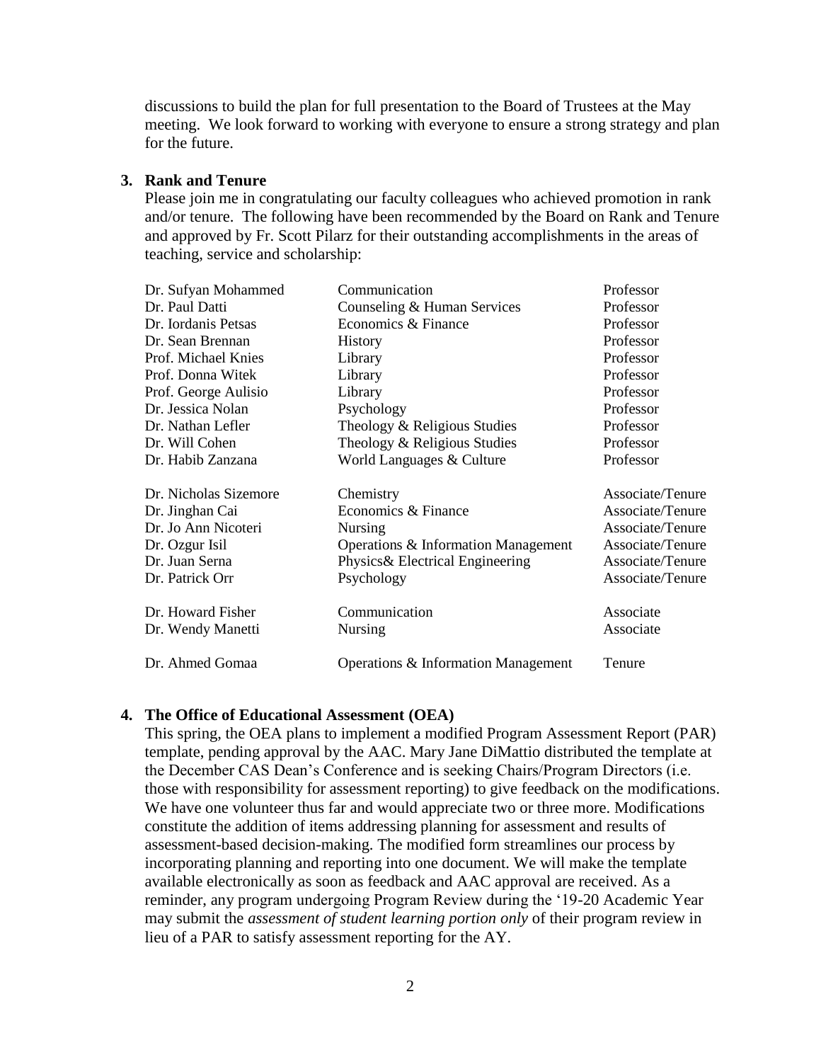discussions to build the plan for full presentation to the Board of Trustees at the May meeting. We look forward to working with everyone to ensure a strong strategy and plan for the future.

**3. Rank and Tenure**

Please join me in congratulating our faculty colleagues who achieved promotion in rank and/or tenure. The following have been recommended by the Board on Rank and Tenure and approved by Fr. Scott Pilarz for their outstanding accomplishments in the areas of teaching, service and scholarship:

| | | |
|---|---|---|
| Dr. Sufyan Mohammed | Communication | Professor |
| Dr. Paul Datti | Counseling & Human Services | Professor |
| Dr. Iordanis Petsas | Economics & Finance | Professor |
| Dr. Sean Brennan | History | Professor |
| Prof. Michael Knies | Library | Professor |
| Prof. Donna Witek | Library | Professor |
| Prof. George Aulisio | Library | Professor |
| Dr. Jessica Nolan | Psychology | Professor |
| Dr. Nathan Lefler | Theology & Religious Studies | Professor |
| Dr. Will Cohen | Theology & Religious Studies | Professor |
| Dr. Habib Zanzana | World Languages & Culture | Professor |
| Dr. Nicholas Sizemore | Chemistry | Associate/Tenure |
| Dr. Jinghan Cai | Economics & Finance | Associate/Tenure |
| Dr. Jo Ann Nicoteri | Nursing | Associate/Tenure |
| Dr. Ozgur Isil | Operations & Information Management | Associate/Tenure |
| Dr. Juan Serna | Physics& Electrical Engineering | Associate/Tenure |
| Dr. Patrick Orr | Psychology | Associate/Tenure |
| Dr. Howard Fisher | Communication | Associate |
| Dr. Wendy Manetti | Nursing | Associate |
| Dr. Ahmed Gomaa | Operations & Information Management | Tenure |

**4. The Office of Educational Assessment (OEA)**

This spring, the OEA plans to implement a modified Program Assessment Report (PAR) template, pending approval by the AAC. Mary Jane DiMattio distributed the template at the December CAS Dean's Conference and is seeking Chairs/Program Directors (i.e. those with responsibility for assessment reporting) to give feedback on the modifications. We have one volunteer thus far and would appreciate two or three more. Modifications constitute the addition of items addressing planning for assessment and results of assessment-based decision-making. The modified form streamlines our process by incorporating planning and reporting into one document. We will make the template available electronically as soon as feedback and AAC approval are received. As a reminder, any program undergoing Program Review during the '19-20 Academic Year may submit the *assessment of student learning portion only* of their program review in lieu of a PAR to satisfy assessment reporting for the AY.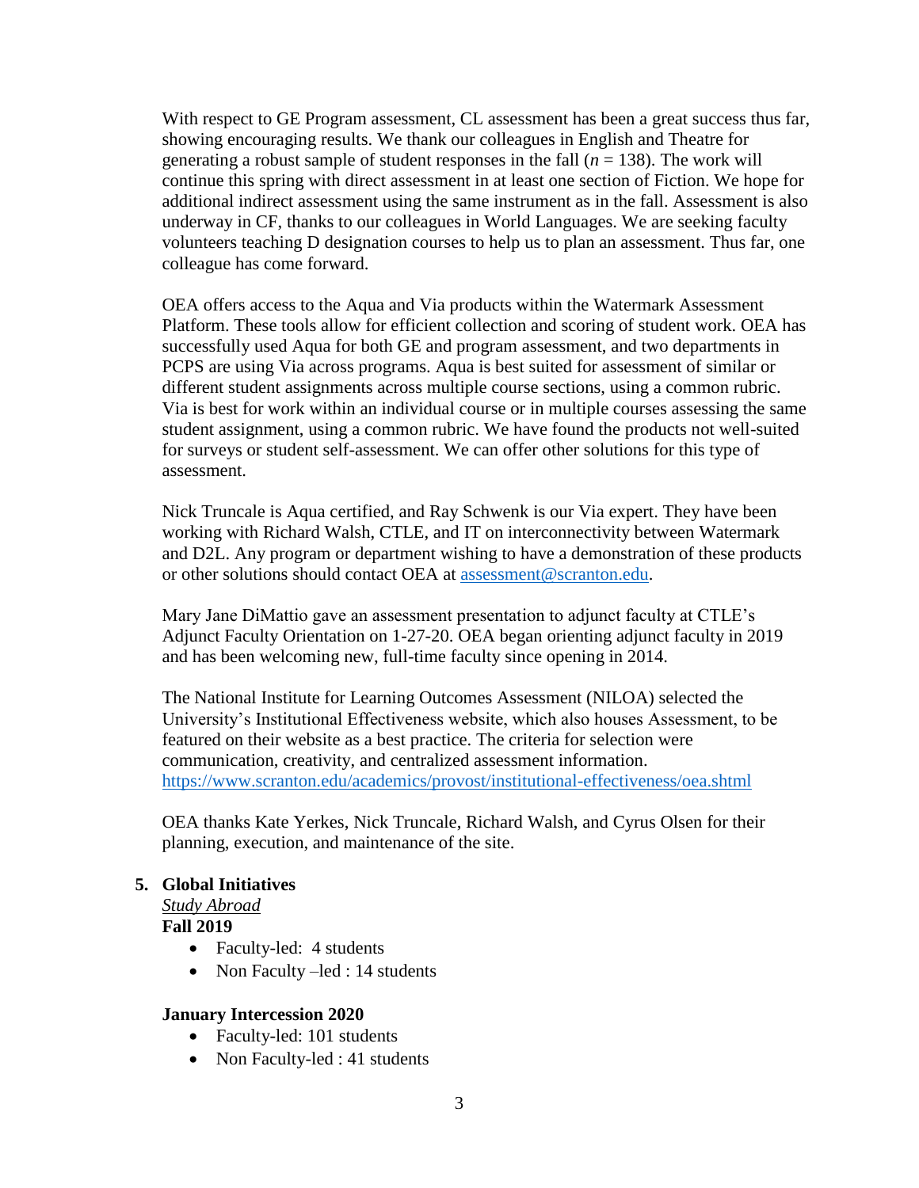With respect to GE Program assessment, CL assessment has been a great success thus far, showing encouraging results. We thank our colleagues in English and Theatre for generating a robust sample of student responses in the fall ($n$ = 138). The work will continue this spring with direct assessment in at least one section of Fiction. We hope for additional indirect assessment using the same instrument as in the fall. Assessment is also underway in CF, thanks to our colleagues in World Languages. We are seeking faculty volunteers teaching D designation courses to help us to plan an assessment. Thus far, one colleague has come forward.

OEA offers access to the Aqua and Via products within the Watermark Assessment Platform. These tools allow for efficient collection and scoring of student work. OEA has successfully used Aqua for both GE and program assessment, and two departments in PCPS are using Via across programs. Aqua is best suited for assessment of similar or different student assignments across multiple course sections, using a common rubric. Via is best for work within an individual course or in multiple courses assessing the same student assignment, using a common rubric. We have found the products not well-suited for surveys or student self-assessment. We can offer other solutions for this type of assessment.

Nick Truncale is Aqua certified, and Ray Schwenk is our Via expert. They have been working with Richard Walsh, CTLE, and IT on interconnectivity between Watermark and D2L. Any program or department wishing to have a demonstration of these products or other solutions should contact OEA at [assessment@scranton.edu](mailto:assessment@scranton.edu).

Mary Jane DiMattio gave an assessment presentation to adjunct faculty at CTLE's Adjunct Faculty Orientation on 1-27-20. OEA began orienting adjunct faculty in 2019 and has been welcoming new, full-time faculty since opening in 2014.

The National Institute for Learning Outcomes Assessment (NILOA) selected the University's Institutional Effectiveness website, which also houses Assessment, to be featured on their website as a best practice. The criteria for selection were communication, creativity, and centralized assessment information.
https://www.scranton.edu/academics/provost/institutional-effectiveness/oea.shtml

OEA thanks Kate Yerkes, Nick Truncale, Richard Walsh, and Cyrus Olsen for their planning, execution, and maintenance of the site.

## 5. Global Initiatives

*Study Abroad*

**Fall 2019**

- Faculty-led: 4 students
- Non Faculty –led : 14 students

**January Intercession 2020**

- Faculty-led: 101 students
- Non Faculty-led : 41 students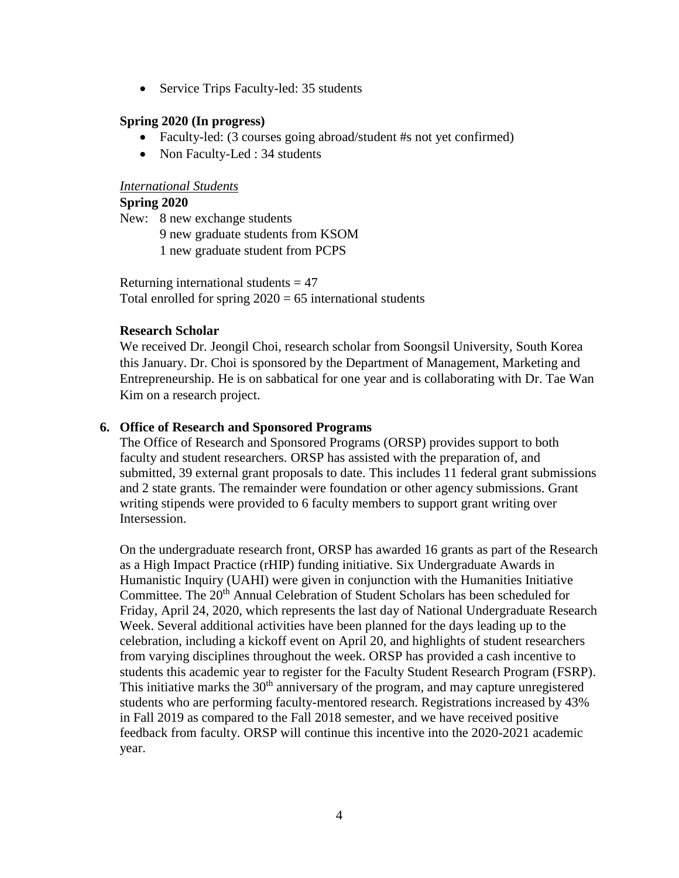- Service Trips Faculty-led: 35 students

**Spring 2020 (In progress)**

- Faculty-led: (3 courses going abroad/student #s not yet confirmed)
- Non Faculty-Led : 34 students

*International Students*

**Spring 2020**

New: 8 new exchange students
9 new graduate students from KSOM
1 new graduate student from PCPS

Returning international students = 47
Total enrolled for spring 2020 = 65 international students

**Research Scholar**

We received Dr. Jeongil Choi, research scholar from Soongsil University, South Korea this January. Dr. Choi is sponsored by the Department of Management, Marketing and Entrepreneurship. He is on sabbatical for one year and is collaborating with Dr. Tae Wan Kim on a research project.

**6. Office of Research and Sponsored Programs**

The Office of Research and Sponsored Programs (ORSP) provides support to both faculty and student researchers. ORSP has assisted with the preparation of, and submitted, 39 external grant proposals to date. This includes 11 federal grant submissions and 2 state grants. The remainder were foundation or other agency submissions. Grant writing stipends were provided to 6 faculty members to support grant writing over Intersession.

On the undergraduate research front, ORSP has awarded 16 grants as part of the Research as a High Impact Practice (rHIP) funding initiative. Six Undergraduate Awards in Humanistic Inquiry (UAHI) were given in conjunction with the Humanities Initiative Committee. The 20th Annual Celebration of Student Scholars has been scheduled for Friday, April 24, 2020, which represents the last day of National Undergraduate Research Week. Several additional activities have been planned for the days leading up to the celebration, including a kickoff event on April 20, and highlights of student researchers from varying disciplines throughout the week. ORSP has provided a cash incentive to students this academic year to register for the Faculty Student Research Program (FSRP). This initiative marks the 30th anniversary of the program, and may capture unregistered students who are performing faculty-mentored research. Registrations increased by 43% in Fall 2019 as compared to the Fall 2018 semester, and we have received positive feedback from faculty. ORSP will continue this incentive into the 2020-2021 academic year.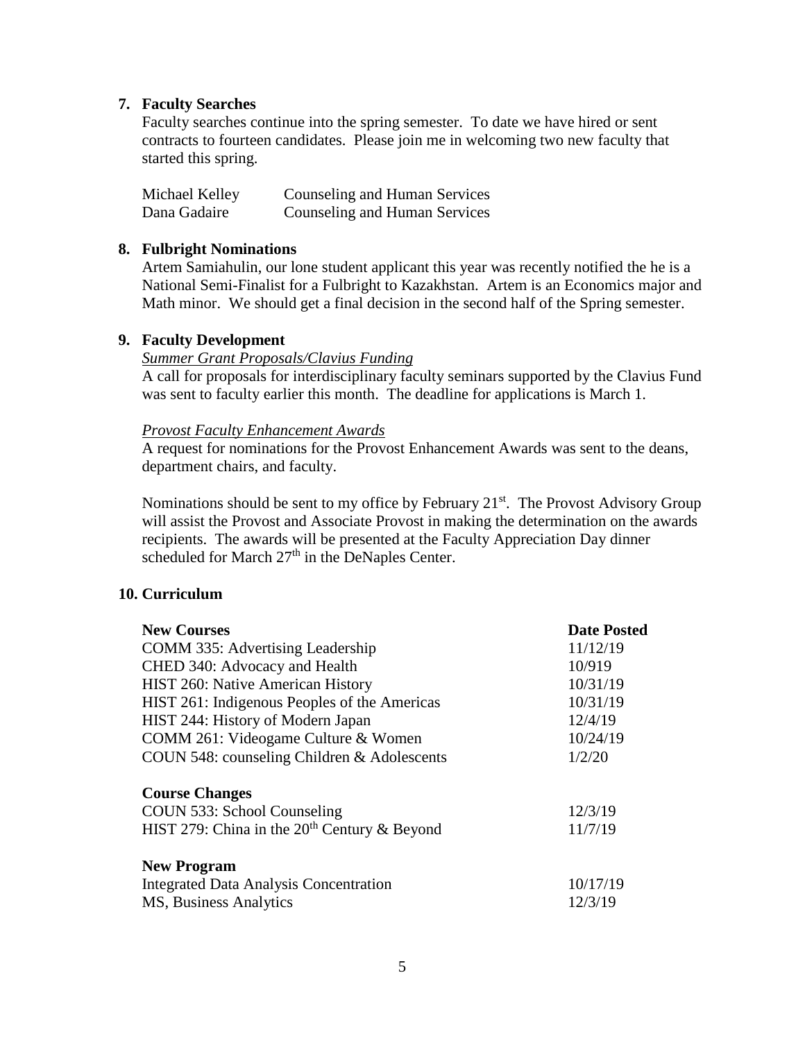## 7. Faculty Searches

Faculty searches continue into the spring semester. To date we have hired or sent contracts to fourteen candidates. Please join me in welcoming two new faculty that started this spring.

| | |
|---|---|
| Michael Kelley | Counseling and Human Services |
| Dana Gadaire | Counseling and Human Services |

## 8. Fulbright Nominations

Artem Samiahulin, our lone student applicant this year was recently notified the he is a National Semi-Finalist for a Fulbright to Kazakhstan. Artem is an Economics major and Math minor. We should get a final decision in the second half of the Spring semester.

## 9. Faculty Development

*Summer Grant Proposals/Clavius Funding*

A call for proposals for interdisciplinary faculty seminars supported by the Clavius Fund was sent to faculty earlier this month. The deadline for applications is March 1.

*Provost Faculty Enhancement Awards*

A request for nominations for the Provost Enhancement Awards was sent to the deans, department chairs, and faculty.

Nominations should be sent to my office by February 21st. The Provost Advisory Group will assist the Provost and Associate Provost in making the determination on the awards recipients. The awards will be presented at the Faculty Appreciation Day dinner scheduled for March 27th in the DeNaples Center.

## 10. Curriculum

| **New Courses** | **Date Posted** |
|---|---|
| COMM 335: Advertising Leadership | 11/12/19 |
| CHED 340: Advocacy and Health | 10/919 |
| HIST 260: Native American History | 10/31/19 |
| HIST 261: Indigenous Peoples of the Americas | 10/31/19 |
| HIST 244: History of Modern Japan | 12/4/19 |
| COMM 261: Videogame Culture & Women | 10/24/19 |
| COUN 548: counseling Children & Adolescents | 1/2/20 |
| **Course Changes** | |
| COUN 533: School Counseling | 12/3/19 |
| HIST 279: China in the 20th Century & Beyond | 11/7/19 |
| **New Program** | |
| Integrated Data Analysis Concentration | 10/17/19 |
| MS, Business Analytics | 12/3/19 |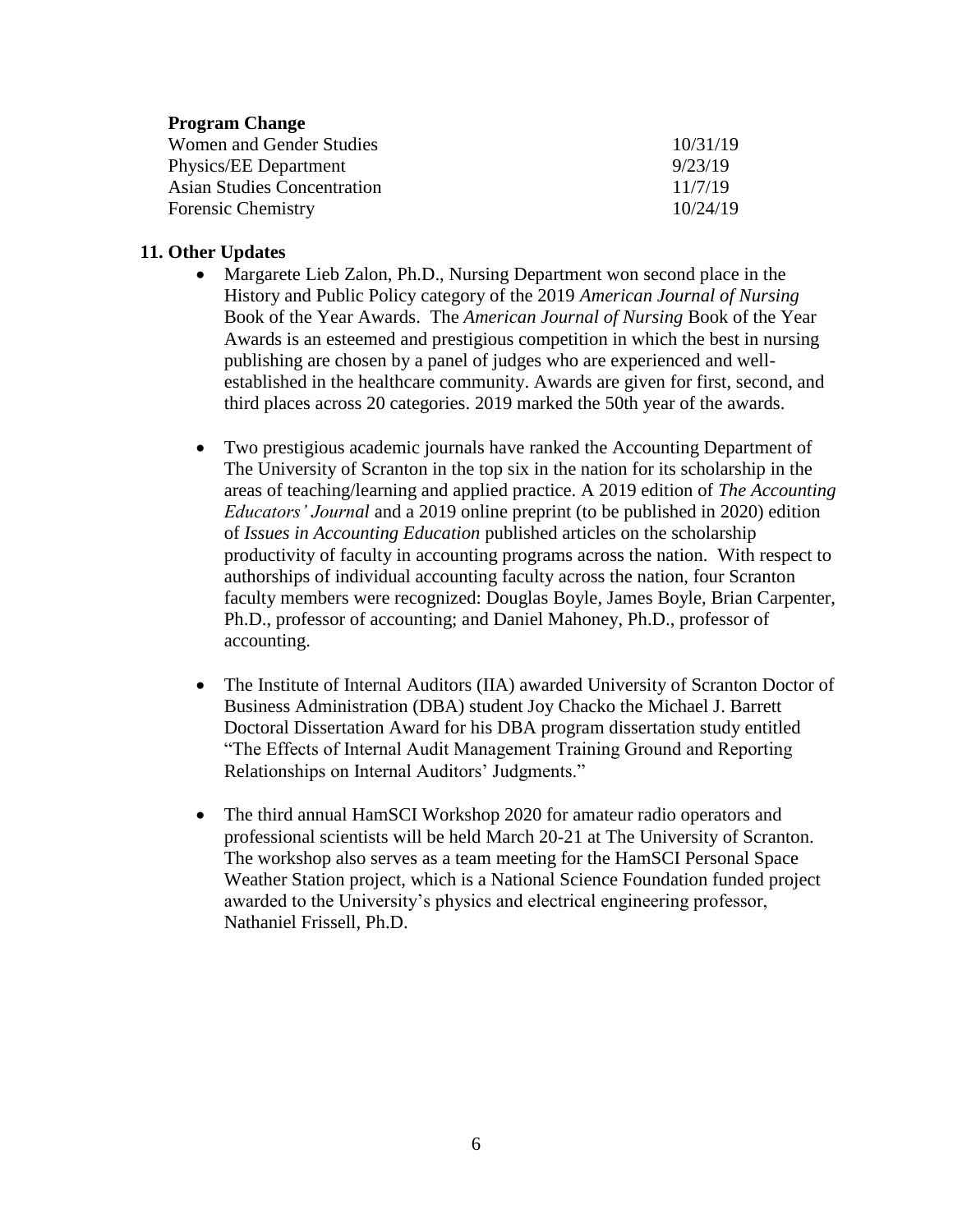**Program Change**

| | |
|---|---|
| Women and Gender Studies | 10/31/19 |
| Physics/EE Department | 9/23/19 |
| Asian Studies Concentration | 11/7/19 |
| Forensic Chemistry | 10/24/19 |

## 11. Other Updates

- Margarete Lieb Zalon, Ph.D., Nursing Department won second place in the History and Public Policy category of the 2019 *American Journal of Nursing* Book of the Year Awards. The *American Journal of Nursing* Book of the Year Awards is an esteemed and prestigious competition in which the best in nursing publishing are chosen by a panel of judges who are experienced and well-established in the healthcare community. Awards are given for first, second, and third places across 20 categories. 2019 marked the 50th year of the awards.

- Two prestigious academic journals have ranked the Accounting Department of The University of Scranton in the top six in the nation for its scholarship in the areas of teaching/learning and applied practice. A 2019 edition of *The Accounting Educators' Journal* and a 2019 online preprint (to be published in 2020) edition of *Issues in Accounting Education* published articles on the scholarship productivity of faculty in accounting programs across the nation. With respect to authorships of individual accounting faculty across the nation, four Scranton faculty members were recognized: Douglas Boyle, James Boyle, Brian Carpenter, Ph.D., professor of accounting; and Daniel Mahoney, Ph.D., professor of accounting.

- The Institute of Internal Auditors (IIA) awarded University of Scranton Doctor of Business Administration (DBA) student Joy Chacko the Michael J. Barrett Doctoral Dissertation Award for his DBA program dissertation study entitled "The Effects of Internal Audit Management Training Ground and Reporting Relationships on Internal Auditors' Judgments."

- The third annual HamSCI Workshop 2020 for amateur radio operators and professional scientists will be held March 20-21 at The University of Scranton. The workshop also serves as a team meeting for the HamSCI Personal Space Weather Station project, which is a National Science Foundation funded project awarded to the University's physics and electrical engineering professor, Nathaniel Frissell, Ph.D.